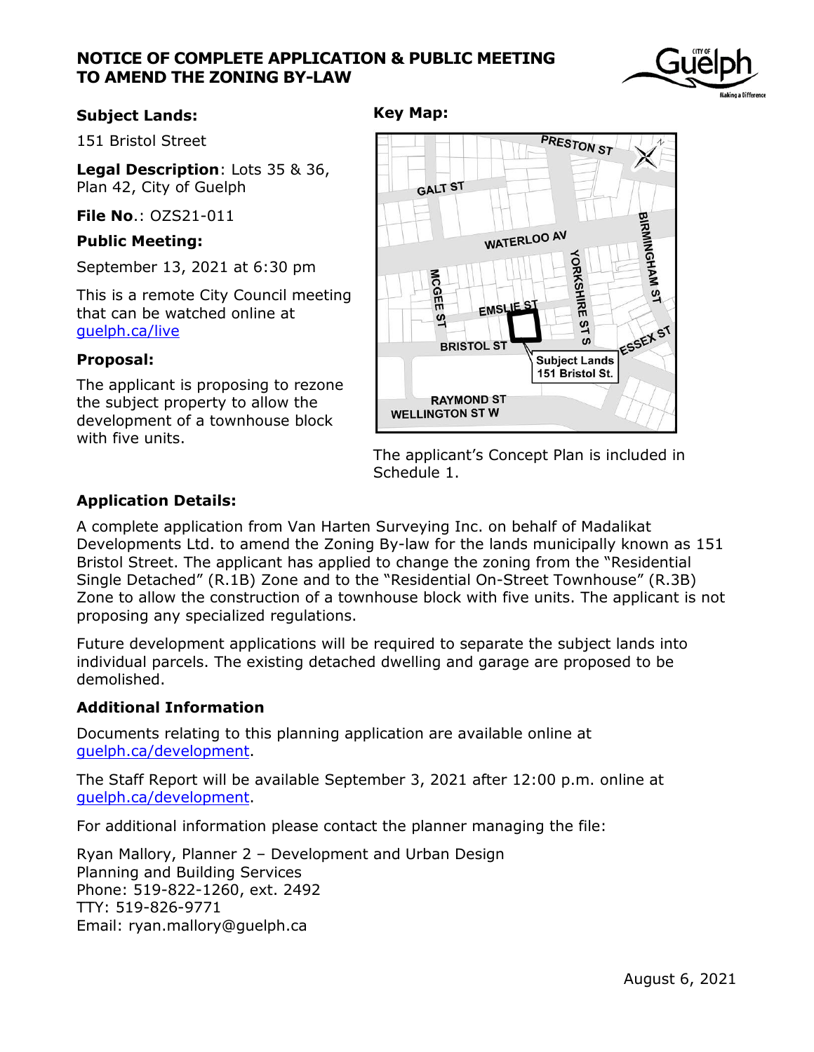# NOTICE OF COMPLETE APPLICATION & PUBLIC MEETING TO AMEND THE ZONING BY-LAW

**Subject Lands:**

151 Bristol Street

**Legal Description**: Lots 35 & 36, Plan 42, City of Guelph

**File No**.: OZS21-011

**Public Meeting:**

September 13, 2021 at 6:30 pm

This is a remote City Council meeting that can be watched online at [guelph.ca/live](guelph.ca/live)

**Proposal:**

The applicant is proposing to rezone the subject property to allow the development of a townhouse block with five units.

**Key Map:**

The applicant's Concept Plan is included in Schedule 1.

**Application Details:**

A complete application from Van Harten Surveying Inc. on behalf of Madalikat Developments Ltd. to amend the Zoning By-law for the lands municipally known as 151 Bristol Street. The applicant has applied to change the zoning from the "Residential Single Detached" (R.1B) Zone and to the "Residential On-Street Townhouse" (R.3B) Zone to allow the construction of a townhouse block with five units. The applicant is not proposing any specialized regulations.

Future development applications will be required to separate the subject lands into individual parcels. The existing detached dwelling and garage are proposed to be demolished.

**Additional Information**

Documents relating to this planning application are available online at [guelph.ca/development](guelph.ca/development).

The Staff Report will be available September 3, 2021 after 12:00 p.m. online at [guelph.ca/development](guelph.ca/development).

For additional information please contact the planner managing the file:

Ryan Mallory, Planner 2 – Development and Urban Design
Planning and Building Services
Phone: 519-822-1260, ext. 2492
TTY: 519-826-9771
Email: ryan.mallory@guelph.ca

August 6, 2021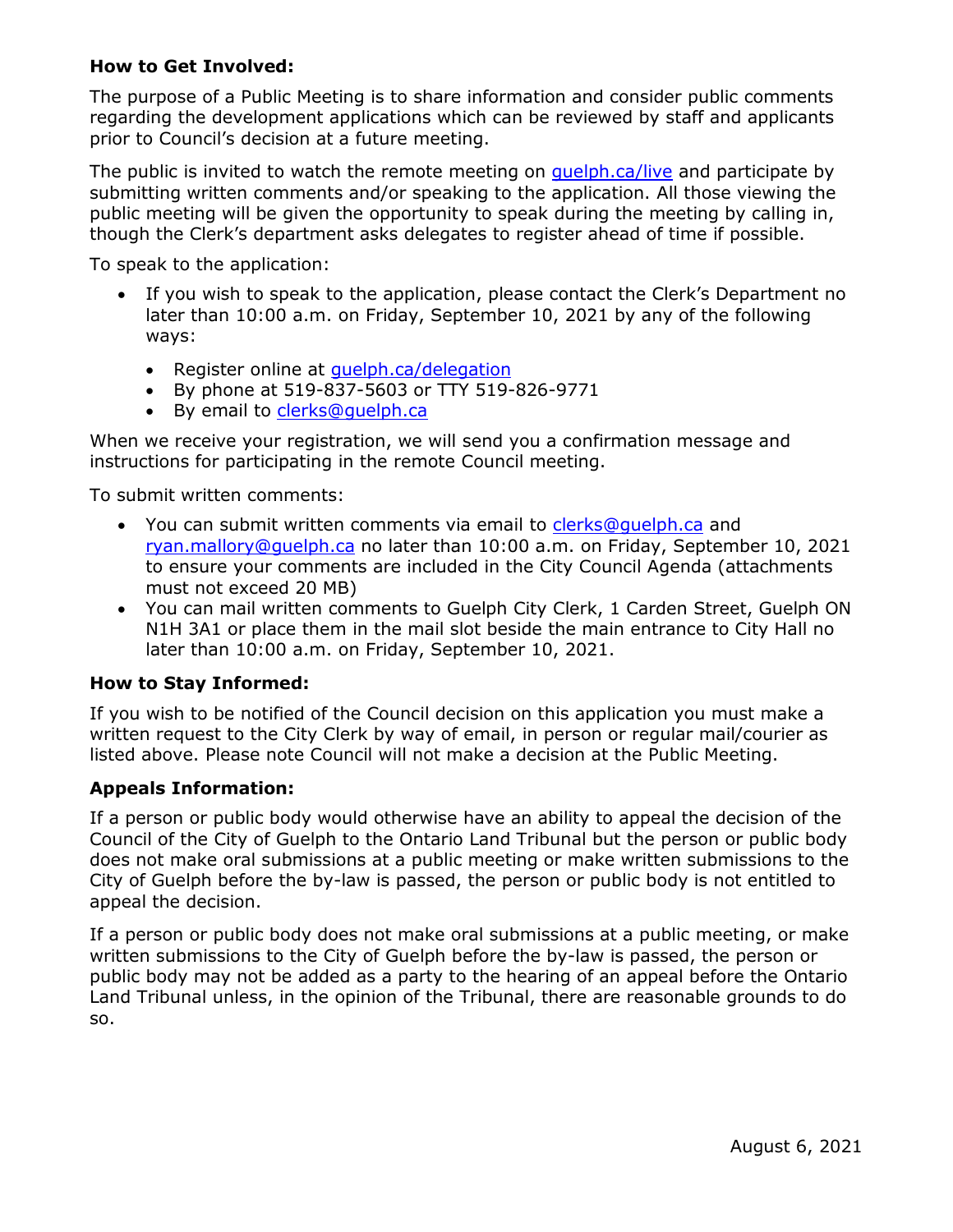**How to Get Involved:**

The purpose of a Public Meeting is to share information and consider public comments regarding the development applications which can be reviewed by staff and applicants prior to Council's decision at a future meeting.

The public is invited to watch the remote meeting on guelph.ca/live and participate by submitting written comments and/or speaking to the application. All those viewing the public meeting will be given the opportunity to speak during the meeting by calling in, though the Clerk's department asks delegates to register ahead of time if possible.

To speak to the application:

- If you wish to speak to the application, please contact the Clerk's Department no later than 10:00 a.m. on Friday, September 10, 2021 by any of the following ways:
  - Register online at guelph.ca/delegation
  - By phone at 519-837-5603 or TTY 519-826-9771
  - By email to clerks@guelph.ca

When we receive your registration, we will send you a confirmation message and instructions for participating in the remote Council meeting.

To submit written comments:

- You can submit written comments via email to clerks@guelph.ca and ryan.mallory@guelph.ca no later than 10:00 a.m. on Friday, September 10, 2021 to ensure your comments are included in the City Council Agenda (attachments must not exceed 20 MB)
- You can mail written comments to Guelph City Clerk, 1 Carden Street, Guelph ON N1H 3A1 or place them in the mail slot beside the main entrance to City Hall no later than 10:00 a.m. on Friday, September 10, 2021.

**How to Stay Informed:**

If you wish to be notified of the Council decision on this application you must make a written request to the City Clerk by way of email, in person or regular mail/courier as listed above. Please note Council will not make a decision at the Public Meeting.

**Appeals Information:**

If a person or public body would otherwise have an ability to appeal the decision of the Council of the City of Guelph to the Ontario Land Tribunal but the person or public body does not make oral submissions at a public meeting or make written submissions to the City of Guelph before the by-law is passed, the person or public body is not entitled to appeal the decision.

If a person or public body does not make oral submissions at a public meeting, or make written submissions to the City of Guelph before the by-law is passed, the person or public body may not be added as a party to the hearing of an appeal before the Ontario Land Tribunal unless, in the opinion of the Tribunal, there are reasonable grounds to do so.

August 6, 2021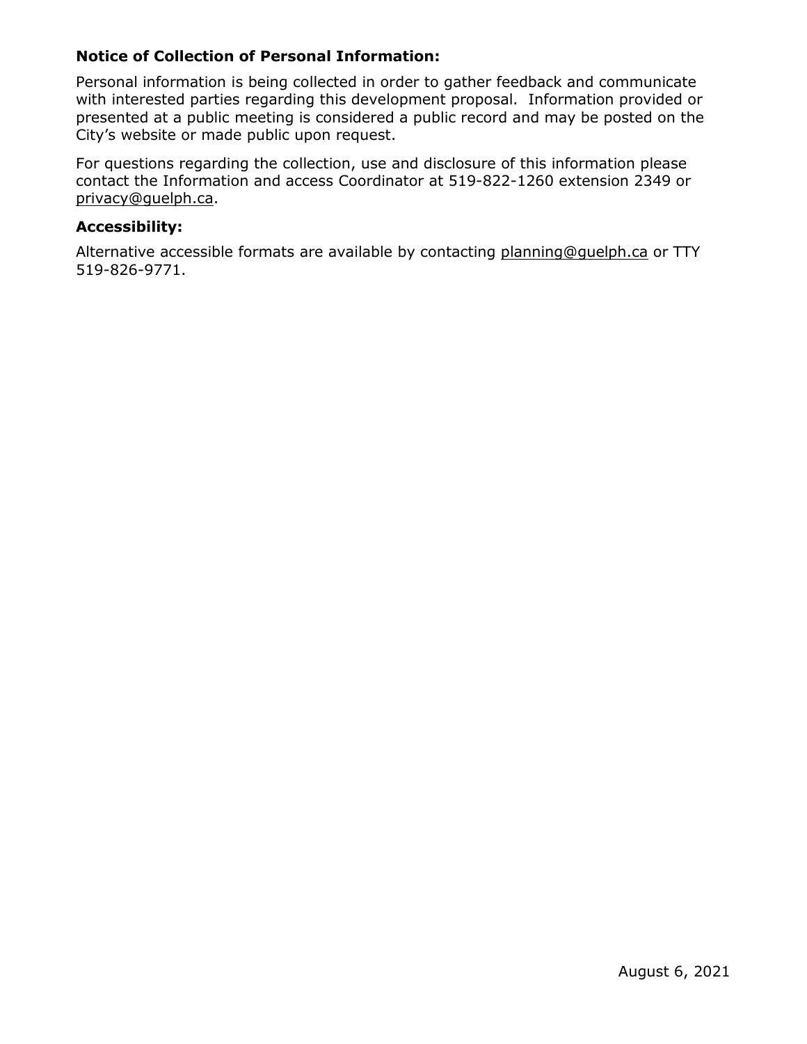### Notice of Collection of Personal Information:

Personal information is being collected in order to gather feedback and communicate with interested parties regarding this development proposal. Information provided or presented at a public meeting is considered a public record and may be posted on the City's website or made public upon request.

For questions regarding the collection, use and disclosure of this information please contact the Information and access Coordinator at 519-822-1260 extension 2349 or privacy@guelph.ca.

### Accessibility:

Alternative accessible formats are available by contacting planning@guelph.ca or TTY 519-826-9771.

August 6, 2021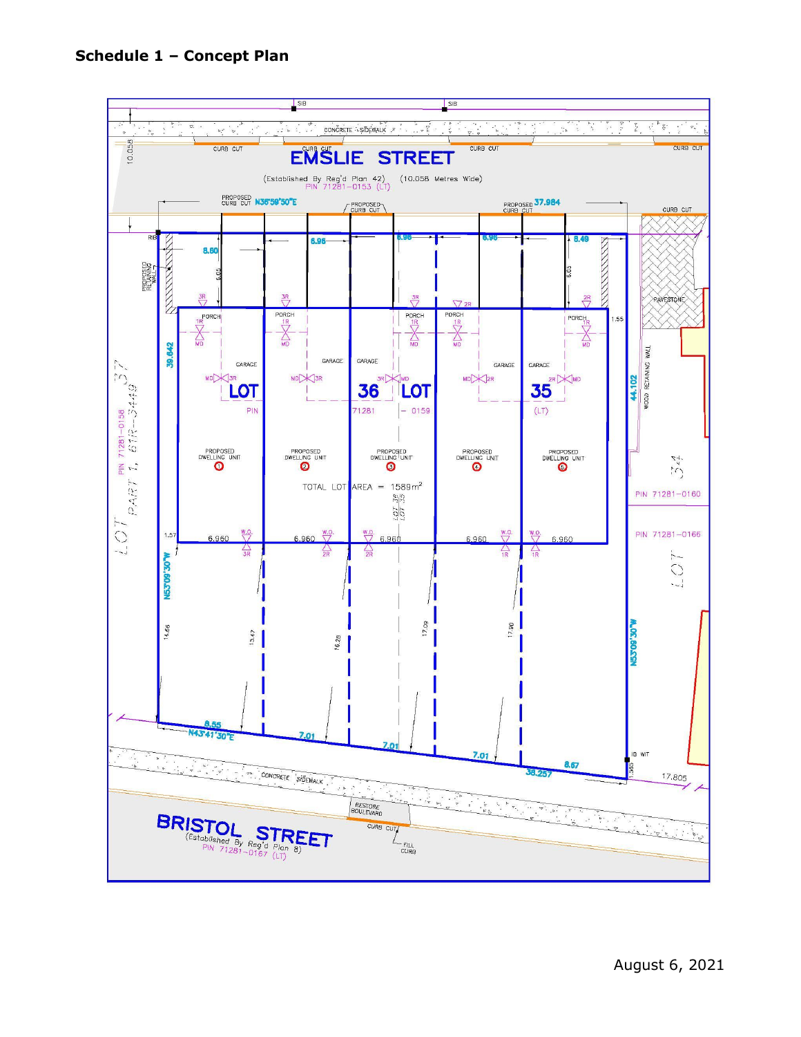## Schedule 1 – Concept Plan

EMSLIE STREET

(Established By Reg'd Plan 42) (10.058 Metres Wide)
PIN 71281-0153 (LT)

PROPOSED CURB CUT N36°59'50"E

PROPOSED CURB CUT

PROPOSED CURB CUT 37.984

LOT 36 LOT 35
PIN 71281 - 0159 (LT)

PROPOSED DWELLING UNIT 1
PROPOSED DWELLING UNIT 2
PROPOSED DWELLING UNIT 3
PROPOSED DWELLING UNIT 4
PROPOSED DWELLING UNIT 5

TOTAL LOT AREA = 1589m²

39.642

44.102

N53°09'30"W

N43°41'30"E

38.257

LOT 37 PART 1, 61R-3449
PIN 71281-0158

34
PIN 71281-0160
PIN 71281-0166
LOT

WOOD RETAINING WALL

PAVESTONE

PROPOSED RETAINING WALL

RESTORE BOULEVARD

CURB CUT

FILL CURB

CONCRETE SIDEWALK

BRISTOL STREET
(Established By Reg'd Plan 8)
PIN 71281-0167 (LT)

August 6, 2021